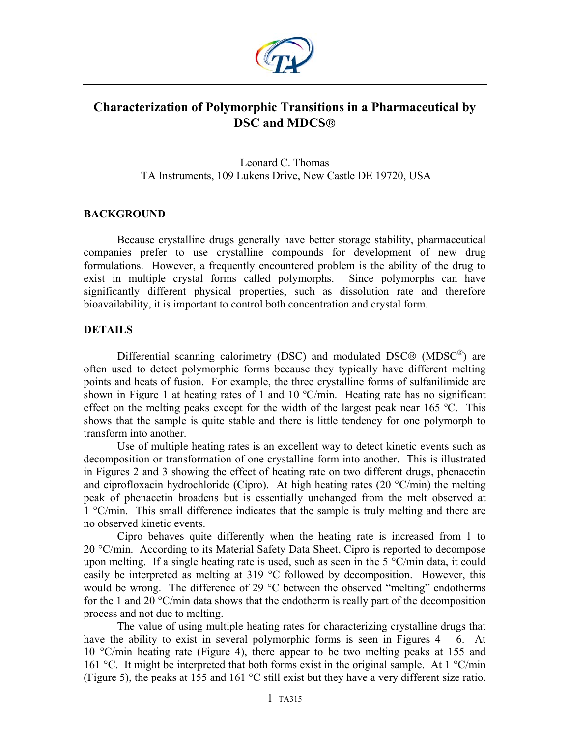# Characterization of Polymorphic Transitions in a Pharmaceutical by DSC and MDCS®

Leonard C. Thomas
TA Instruments, 109 Lukens Drive, New Castle DE 19720, USA

## BACKGROUND

Because crystalline drugs generally have better storage stability, pharmaceutical companies prefer to use crystalline compounds for development of new drug formulations. However, a frequently encountered problem is the ability of the drug to exist in multiple crystal forms called polymorphs. Since polymorphs can have significantly different physical properties, such as dissolution rate and therefore bioavailability, it is important to control both concentration and crystal form.

## DETAILS

Differential scanning calorimetry (DSC) and modulated DSC® (MDSC®) are often used to detect polymorphic forms because they typically have different melting points and heats of fusion. For example, the three crystalline forms of sulfanilimide are shown in Figure 1 at heating rates of 1 and 10 ºC/min. Heating rate has no significant effect on the melting peaks except for the width of the largest peak near 165 ºC. This shows that the sample is quite stable and there is little tendency for one polymorph to transform into another.

Use of multiple heating rates is an excellent way to detect kinetic events such as decomposition or transformation of one crystalline form into another. This is illustrated in Figures 2 and 3 showing the effect of heating rate on two different drugs, phenacetin and ciprofloxacin hydrochloride (Cipro). At high heating rates (20 °C/min) the melting peak of phenacetin broadens but is essentially unchanged from the melt observed at 1 °C/min. This small difference indicates that the sample is truly melting and there are no observed kinetic events.

Cipro behaves quite differently when the heating rate is increased from 1 to 20 °C/min. According to its Material Safety Data Sheet, Cipro is reported to decompose upon melting. If a single heating rate is used, such as seen in the 5 °C/min data, it could easily be interpreted as melting at 319 °C followed by decomposition. However, this would be wrong. The difference of 29 °C between the observed "melting" endotherms for the 1 and 20 °C/min data shows that the endotherm is really part of the decomposition process and not due to melting.

The value of using multiple heating rates for characterizing crystalline drugs that have the ability to exist in several polymorphic forms is seen in Figures 4 – 6. At 10 °C/min heating rate (Figure 4), there appear to be two melting peaks at 155 and 161 °C. It might be interpreted that both forms exist in the original sample. At 1 °C/min (Figure 5), the peaks at 155 and 161 °C still exist but they have a very different size ratio.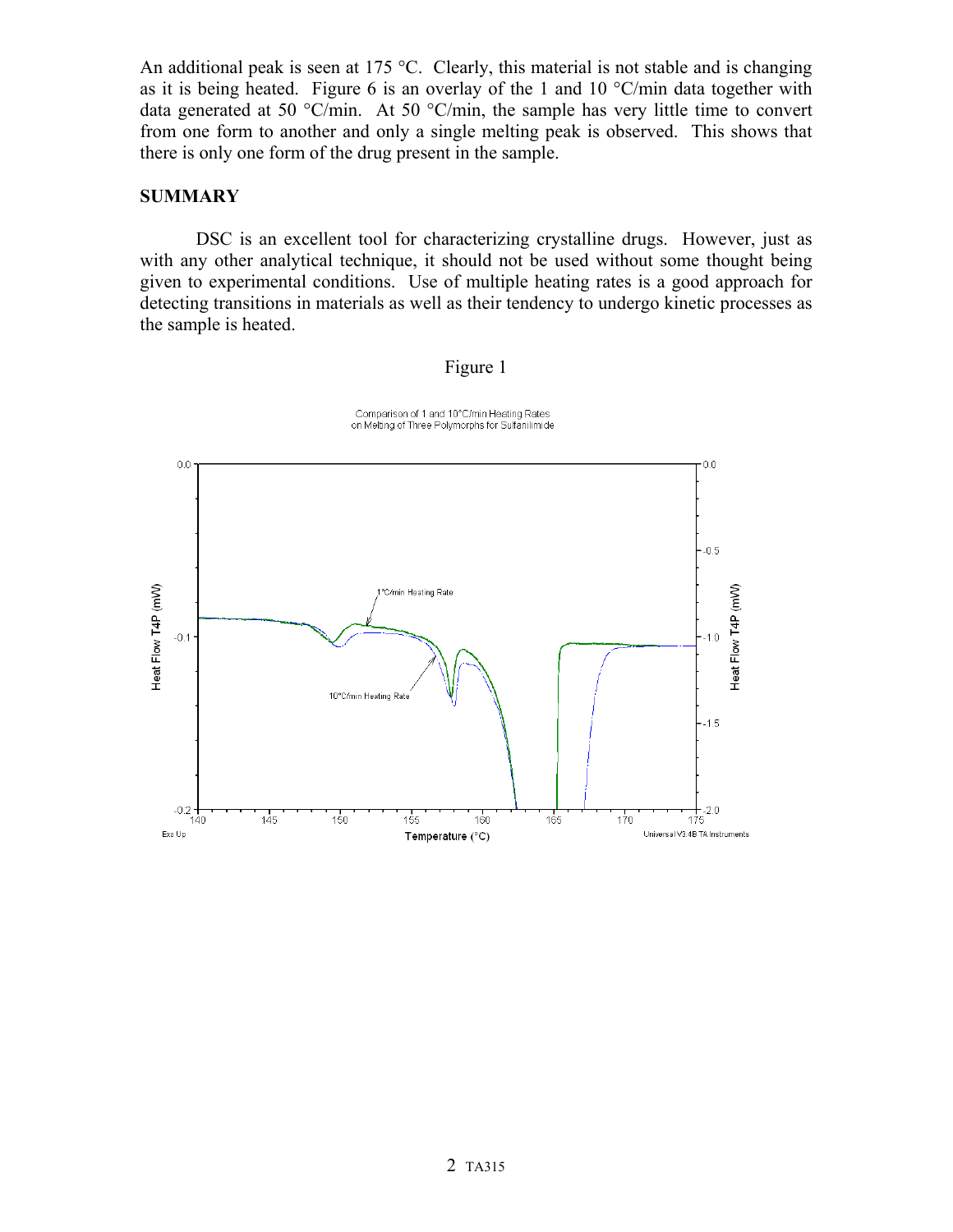An additional peak is seen at 175 °C. Clearly, this material is not stable and is changing as it is being heated. Figure 6 is an overlay of the 1 and 10 °C/min data together with data generated at 50 °C/min. At 50 °C/min, the sample has very little time to convert from one form to another and only a single melting peak is observed. This shows that there is only one form of the drug present in the sample.

## SUMMARY

DSC is an excellent tool for characterizing crystalline drugs. However, just as with any other analytical technique, it should not be used without some thought being given to experimental conditions. Use of multiple heating rates is a good approach for detecting transitions in materials as well as their tendency to undergo kinetic processes as the sample is heated.

Figure 1

Comparison of 1 and 10°C/min Heating Rates on Melting of Three Polymorphs for Sulfanilimide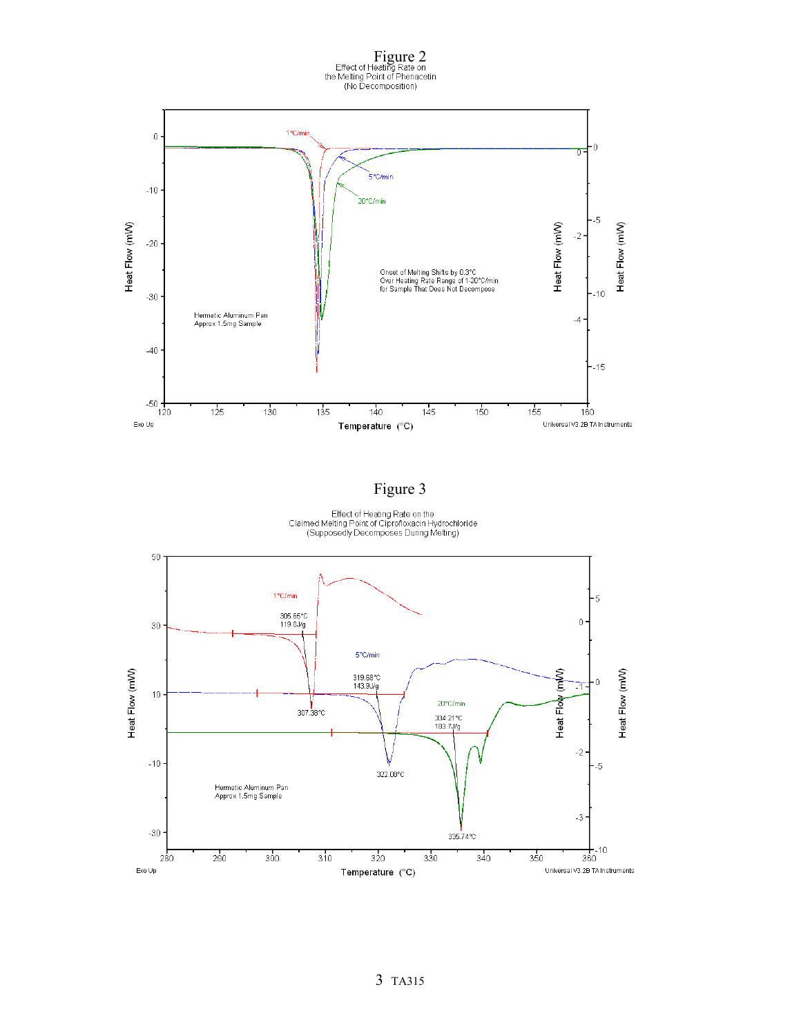# Figure 2

Effect of Heating Rate on the Melting Point of Phenacetin (No Decomposition)

Onset of Melting Shifts by 0.3°C Over Heating Rate Range of 1-20°C/min for Sample That Does Not Decompose

Hermetic Aluminum Pan
Approx 1.5mg Sample

# Figure 3

Effect of Heating Rate on the Claimed Melting Point of Ciprofloxacin Hydrochloride (Supposedly Decomposes During Melting)

Hermetic Aluminum Pan
Approx 1.5mg Sample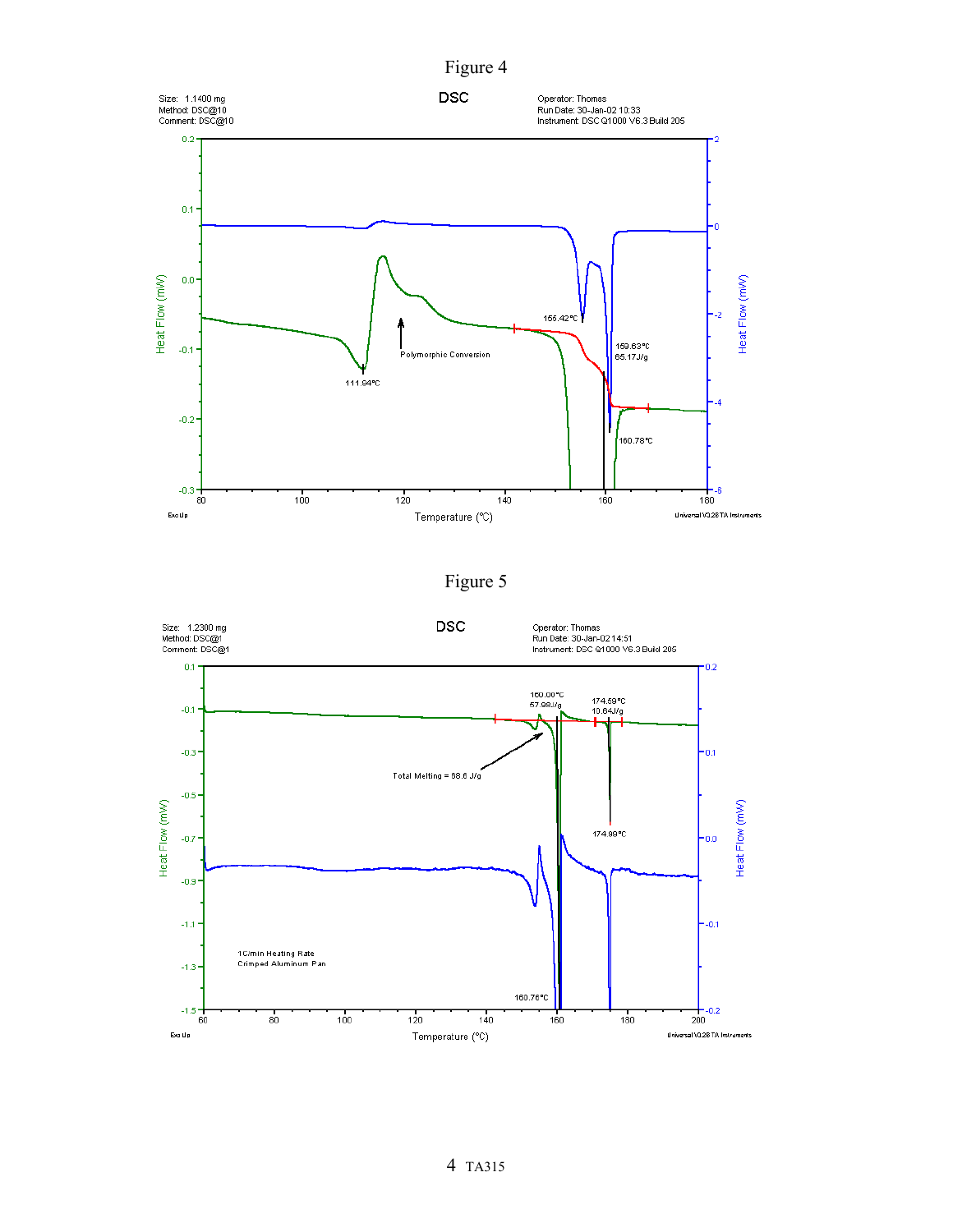# Figure 4

Size: 1.1400 mg
Method: DSC@10
Comment: DSC@10

DSC

Operator: Thomas
Run Date: 30-Jan-02 10:33
Instrument: DSC Q1000 V6.3 Build 205

Polymorphic Conversion

111.94°C

155.42°C

159.63°C
65.17J/g

160.78°C

Heat Flow (mW)

Temperature (°C)

Exo Up

Universal V3.2B TA Instruments

# Figure 5

Size: 1.2300 mg
Method: DSC@1
Comment: DSC@1

DSC

Operator: Thomas
Run Date: 30-Jan-02 14:51
Instrument: DSC Q1000 V6.3 Build 205

160.00°C
57.98J/g

174.59°C
10.64J/g

Total Melting = 68.6 J/g

174.99°C

1C/min Heating Rate
Crimped Aluminum Pan

160.76°C

Heat Flow (mW)

Temperature (°C)

Exo Up

Universal V3.2B TA Instruments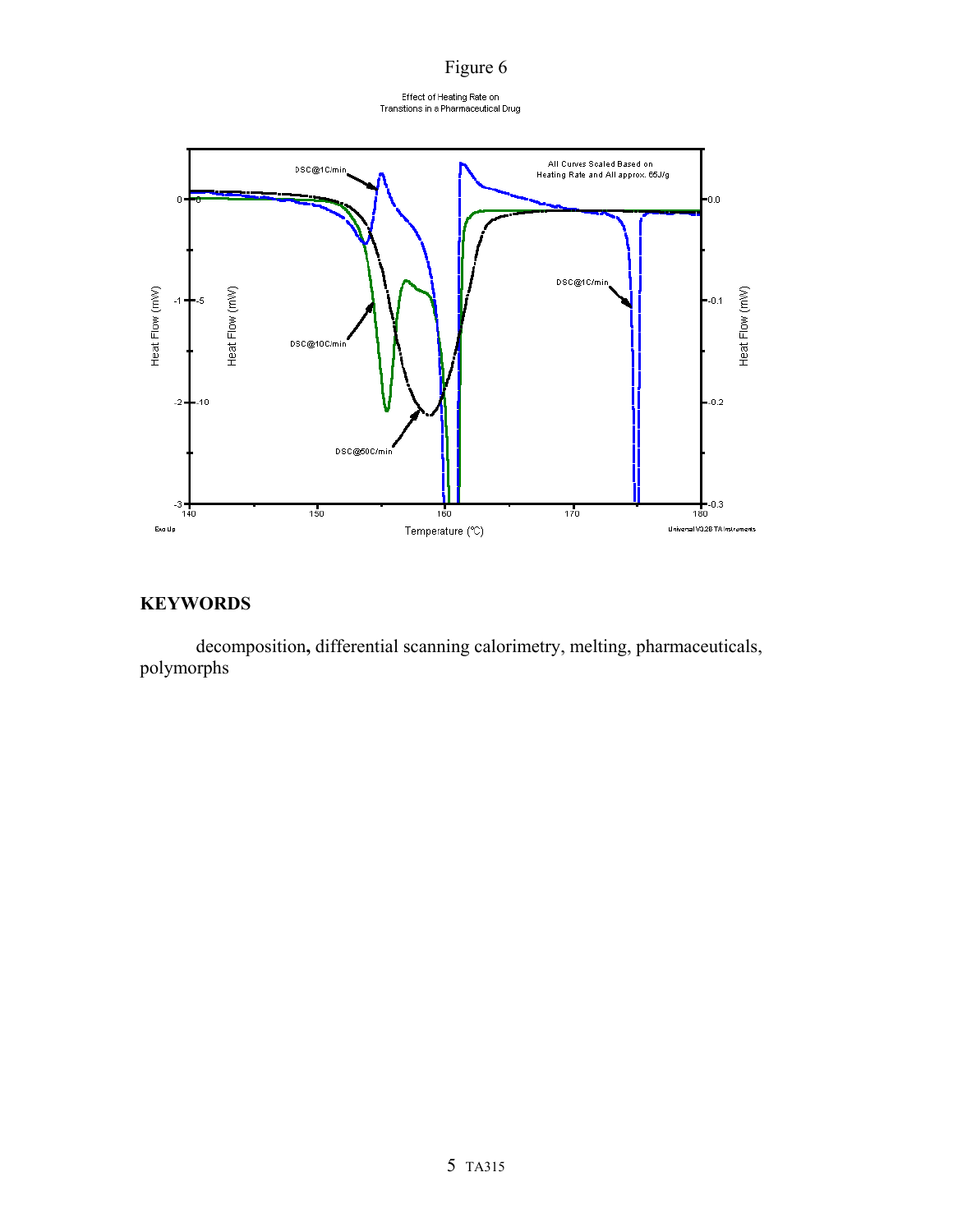Figure 6

Effect of Heating Rate on
Transitions in a Pharmaceutical Drug

## KEYWORDS

decomposition, differential scanning calorimetry, melting, pharmaceuticals, polymorphs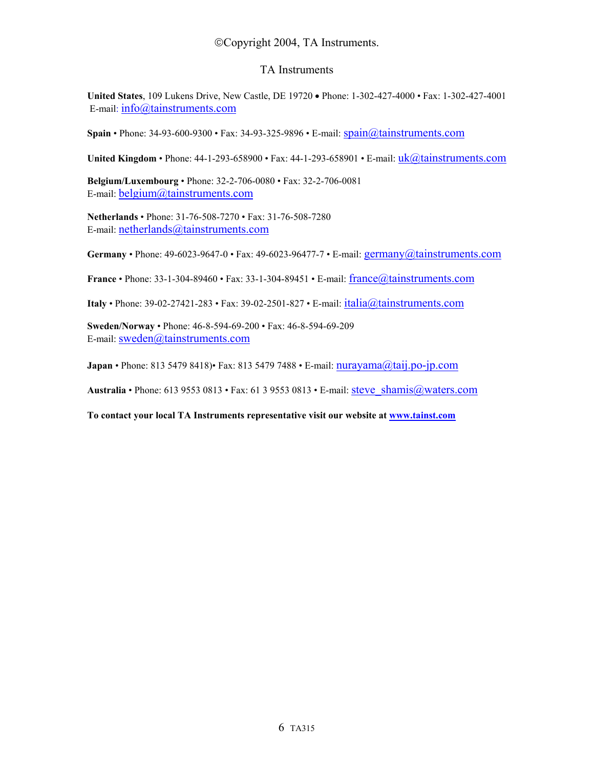©Copyright 2004, TA Instruments.

TA Instruments

**United States**, 109 Lukens Drive, New Castle, DE 19720 • Phone: 1-302-427-4000 • Fax: 1-302-427-4001
E-mail: info@tainstruments.com

**Spain** • Phone: 34-93-600-9300 • Fax: 34-93-325-9896 • E-mail: spain@tainstruments.com

**United Kingdom** • Phone: 44-1-293-658900 • Fax: 44-1-293-658901 • E-mail: uk@tainstruments.com

**Belgium/Luxembourg** • Phone: 32-2-706-0080 • Fax: 32-2-706-0081
E-mail: belgium@tainstruments.com

**Netherlands** • Phone: 31-76-508-7270 • Fax: 31-76-508-7280
E-mail: netherlands@tainstruments.com

**Germany** • Phone: 49-6023-9647-0 • Fax: 49-6023-96477-7 • E-mail: germany@tainstruments.com

**France** • Phone: 33-1-304-89460 • Fax: 33-1-304-89451 • E-mail: france@tainstruments.com

**Italy** • Phone: 39-02-27421-283 • Fax: 39-02-2501-827 • E-mail: italia@tainstruments.com

**Sweden/Norway** • Phone: 46-8-594-69-200 • Fax: 46-8-594-69-209
E-mail: sweden@tainstruments.com

**Japan** • Phone: 813 5479 8418)• Fax: 813 5479 7488 • E-mail: nurayama@taij.po-jp.com

**Australia** • Phone: 613 9553 0813 • Fax: 61 3 9553 0813 • E-mail: steve_shamis@waters.com

**To contact your local TA Instruments representative visit our website at www.tainst.com**

TA315